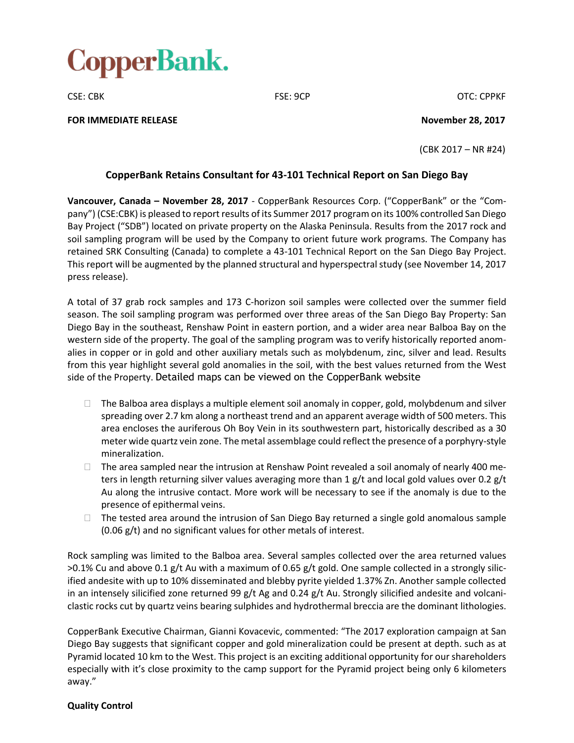# CopperBank.

CSE: CBK FSE: 9CP OTC: CPPKF

**FOR IMMEDIATE RELEASE** **November 28, 2017**

(CBK 2017 – NR #24)

## CopperBank Retains Consultant for 43-101 Technical Report on San Diego Bay

**Vancouver, Canada – November 28, 2017** - CopperBank Resources Corp. ("CopperBank" or the "Company") (CSE:CBK) is pleased to report results of its Summer 2017 program on its 100% controlled San Diego Bay Project ("SDB") located on private property on the Alaska Peninsula. Results from the 2017 rock and soil sampling program will be used by the Company to orient future work programs. The Company has retained SRK Consulting (Canada) to complete a 43-101 Technical Report on the San Diego Bay Project. This report will be augmented by the planned structural and hyperspectral study (see November 14, 2017 press release).

A total of 37 grab rock samples and 173 C-horizon soil samples were collected over the summer field season. The soil sampling program was performed over three areas of the San Diego Bay Property: San Diego Bay in the southeast, Renshaw Point in eastern portion, and a wider area near Balboa Bay on the western side of the property. The goal of the sampling program was to verify historically reported anomalies in copper or in gold and other auxiliary metals such as molybdenum, zinc, silver and lead. Results from this year highlight several gold anomalies in the soil, with the best values returned from the West side of the Property. Detailed maps can be viewed on the CopperBank website

- The Balboa area displays a multiple element soil anomaly in copper, gold, molybdenum and silver spreading over 2.7 km along a northeast trend and an apparent average width of 500 meters. This area encloses the auriferous Oh Boy Vein in its southwestern part, historically described as a 30 meter wide quartz vein zone. The metal assemblage could reflect the presence of a porphyry-style mineralization.
- The area sampled near the intrusion at Renshaw Point revealed a soil anomaly of nearly 400 meters in length returning silver values averaging more than 1 g/t and local gold values over 0.2 g/t Au along the intrusive contact. More work will be necessary to see if the anomaly is due to the presence of epithermal veins.
- The tested area around the intrusion of San Diego Bay returned a single gold anomalous sample (0.06 g/t) and no significant values for other metals of interest.

Rock sampling was limited to the Balboa area. Several samples collected over the area returned values >0.1% Cu and above 0.1 g/t Au with a maximum of 0.65 g/t gold. One sample collected in a strongly silicified andesite with up to 10% disseminated and blebby pyrite yielded 1.37% Zn. Another sample collected in an intensely silicified zone returned 99 g/t Ag and 0.24 g/t Au. Strongly silicified andesite and volcaniclastic rocks cut by quartz veins bearing sulphides and hydrothermal breccia are the dominant lithologies.

CopperBank Executive Chairman, Gianni Kovacevic, commented: "The 2017 exploration campaign at San Diego Bay suggests that significant copper and gold mineralization could be present at depth. such as at Pyramid located 10 km to the West. This project is an exciting additional opportunity for our shareholders especially with it's close proximity to the camp support for the Pyramid project being only 6 kilometers away."

**Quality Control**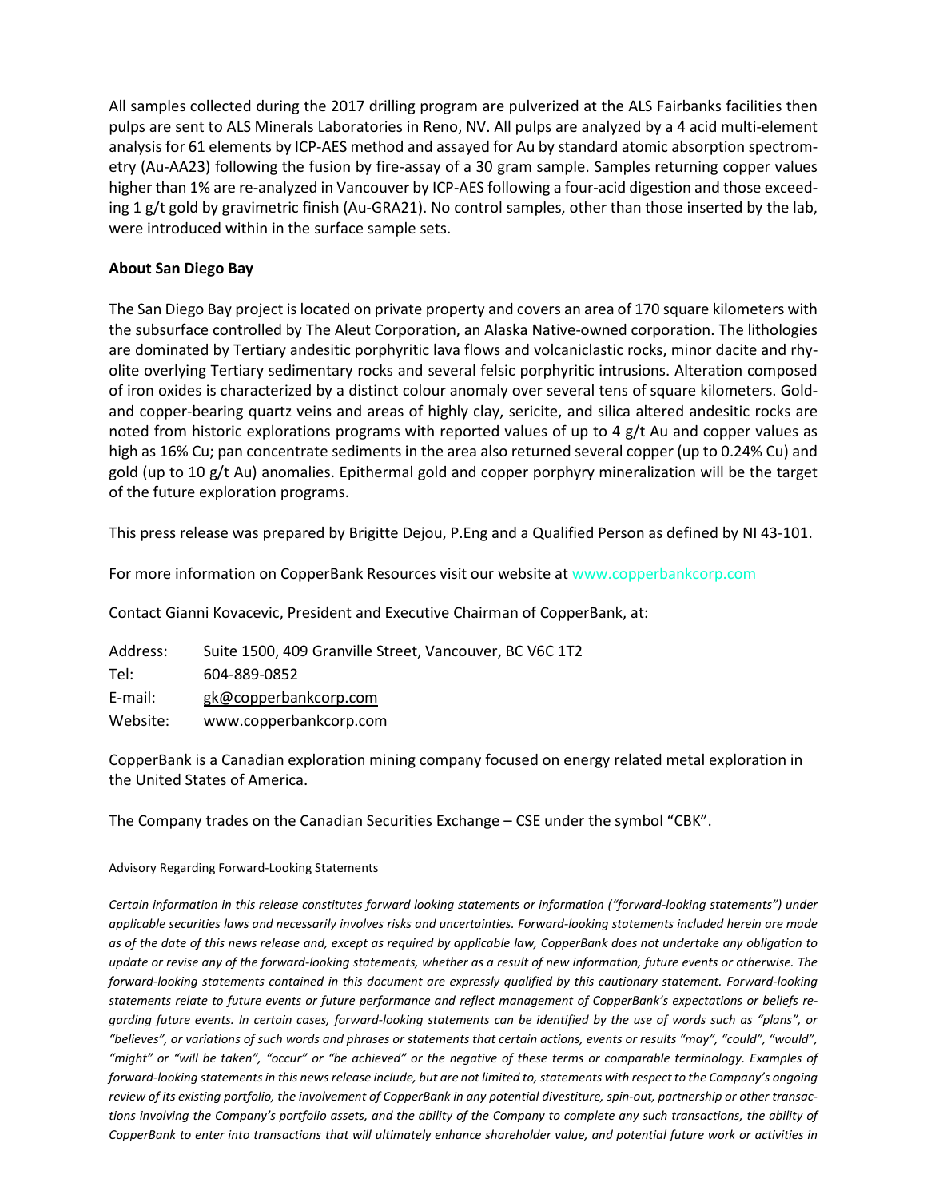All samples collected during the 2017 drilling program are pulverized at the ALS Fairbanks facilities then pulps are sent to ALS Minerals Laboratories in Reno, NV. All pulps are analyzed by a 4 acid multi-element analysis for 61 elements by ICP-AES method and assayed for Au by standard atomic absorption spectrometry (Au-AA23) following the fusion by fire-assay of a 30 gram sample. Samples returning copper values higher than 1% are re-analyzed in Vancouver by ICP-AES following a four-acid digestion and those exceeding 1 g/t gold by gravimetric finish (Au-GRA21). No control samples, other than those inserted by the lab, were introduced within in the surface sample sets.

**About San Diego Bay**

The San Diego Bay project is located on private property and covers an area of 170 square kilometers with the subsurface controlled by The Aleut Corporation, an Alaska Native-owned corporation. The lithologies are dominated by Tertiary andesitic porphyritic lava flows and volcaniclastic rocks, minor dacite and rhyolite overlying Tertiary sedimentary rocks and several felsic porphyritic intrusions. Alteration composed of iron oxides is characterized by a distinct colour anomaly over several tens of square kilometers. Gold- and copper-bearing quartz veins and areas of highly clay, sericite, and silica altered andesitic rocks are noted from historic explorations programs with reported values of up to 4 g/t Au and copper values as high as 16% Cu; pan concentrate sediments in the area also returned several copper (up to 0.24% Cu) and gold (up to 10 g/t Au) anomalies. Epithermal gold and copper porphyry mineralization will be the target of the future exploration programs.

This press release was prepared by Brigitte Dejou, P.Eng and a Qualified Person as defined by NI 43-101.

For more information on CopperBank Resources visit our website at www.copperbankcorp.com

Contact Gianni Kovacevic, President and Executive Chairman of CopperBank, at:

Address: Suite 1500, 409 Granville Street, Vancouver, BC V6C 1T2
Tel: 604-889-0852
E-mail: gk@copperbankcorp.com
Website: www.copperbankcorp.com

CopperBank is a Canadian exploration mining company focused on energy related metal exploration in the United States of America.

The Company trades on the Canadian Securities Exchange – CSE under the symbol "CBK".

Advisory Regarding Forward-Looking Statements

*Certain information in this release constitutes forward looking statements or information ("forward-looking statements") under applicable securities laws and necessarily involves risks and uncertainties. Forward-looking statements included herein are made as of the date of this news release and, except as required by applicable law, CopperBank does not undertake any obligation to update or revise any of the forward-looking statements, whether as a result of new information, future events or otherwise. The forward-looking statements contained in this document are expressly qualified by this cautionary statement. Forward-looking statements relate to future events or future performance and reflect management of CopperBank's expectations or beliefs regarding future events. In certain cases, forward-looking statements can be identified by the use of words such as "plans", or "believes", or variations of such words and phrases or statements that certain actions, events or results "may", "could", "would", "might" or "will be taken", "occur" or "be achieved" or the negative of these terms or comparable terminology. Examples of forward-looking statements in this news release include, but are not limited to, statements with respect to the Company's ongoing review of its existing portfolio, the involvement of CopperBank in any potential divestiture, spin-out, partnership or other transactions involving the Company's portfolio assets, and the ability of the Company to complete any such transactions, the ability of CopperBank to enter into transactions that will ultimately enhance shareholder value, and potential future work or activities in*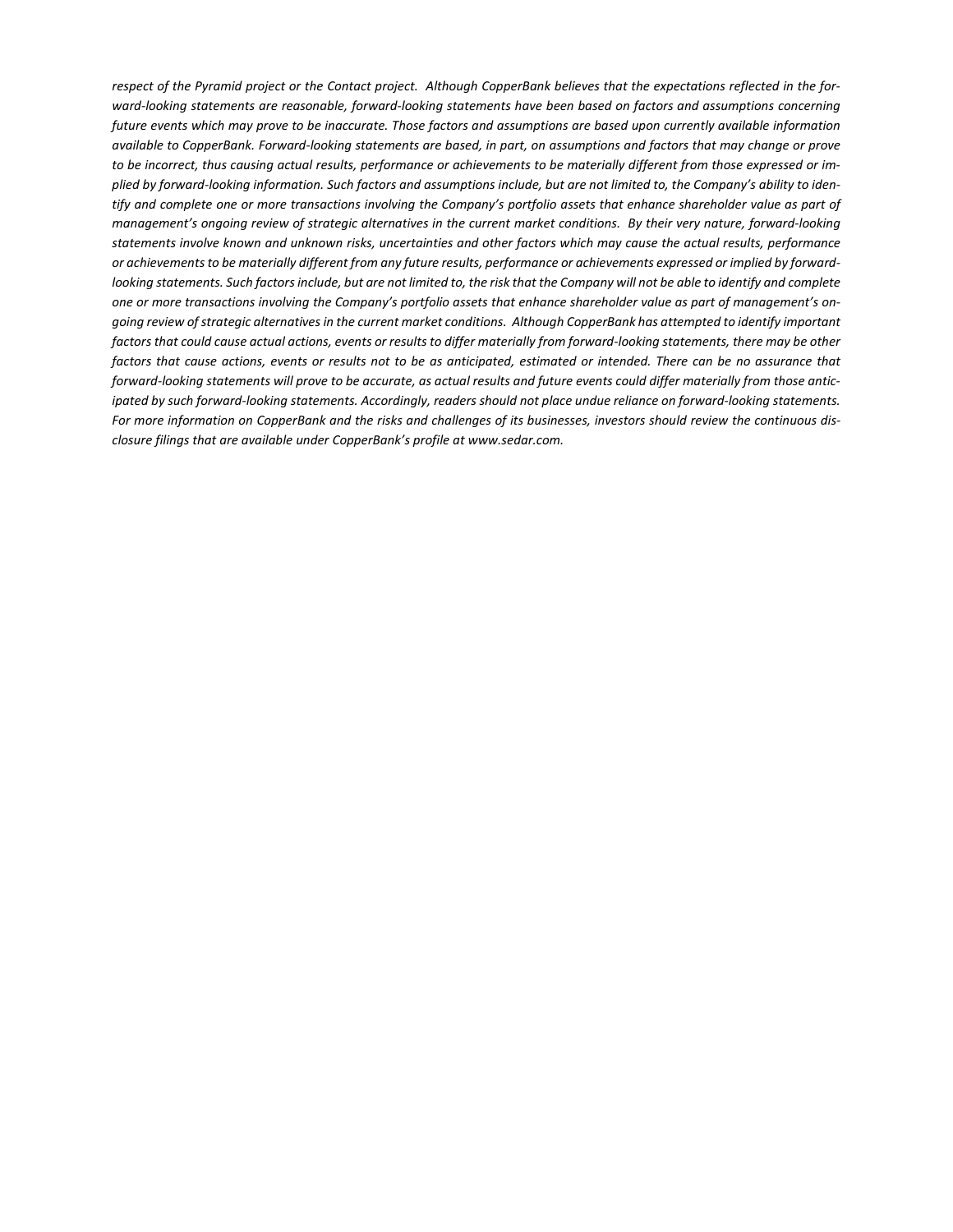*respect of the Pyramid project or the Contact project. Although CopperBank believes that the expectations reflected in the forward-looking statements are reasonable, forward-looking statements have been based on factors and assumptions concerning future events which may prove to be inaccurate. Those factors and assumptions are based upon currently available information available to CopperBank. Forward-looking statements are based, in part, on assumptions and factors that may change or prove to be incorrect, thus causing actual results, performance or achievements to be materially different from those expressed or implied by forward-looking information. Such factors and assumptions include, but are not limited to, the Company's ability to identify and complete one or more transactions involving the Company's portfolio assets that enhance shareholder value as part of management's ongoing review of strategic alternatives in the current market conditions. By their very nature, forward-looking statements involve known and unknown risks, uncertainties and other factors which may cause the actual results, performance or achievements to be materially different from any future results, performance or achievements expressed or implied by forward-looking statements. Such factors include, but are not limited to, the risk that the Company will not be able to identify and complete one or more transactions involving the Company's portfolio assets that enhance shareholder value as part of management's ongoing review of strategic alternatives in the current market conditions. Although CopperBank has attempted to identify important factors that could cause actual actions, events or results to differ materially from forward-looking statements, there may be other factors that cause actions, events or results not to be as anticipated, estimated or intended. There can be no assurance that forward-looking statements will prove to be accurate, as actual results and future events could differ materially from those anticipated by such forward-looking statements. Accordingly, readers should not place undue reliance on forward-looking statements. For more information on CopperBank and the risks and challenges of its businesses, investors should review the continuous disclosure filings that are available under CopperBank's profile at www.sedar.com.*